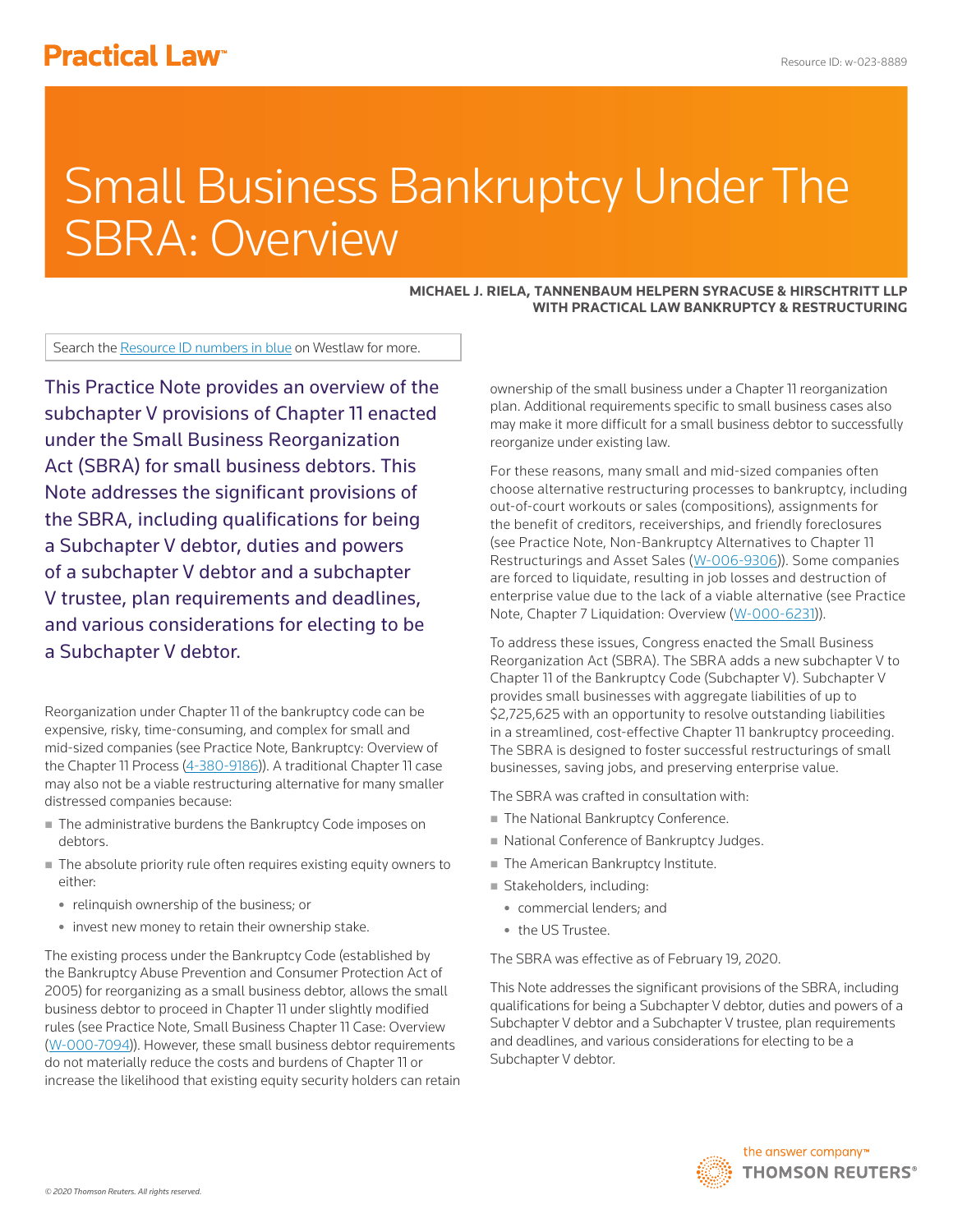# Small Business Bankruptcy Under The SBRA: Overview

**MICHAEL J. RIELA, TANNENBAUM HELPERN SYRACUSE & HIRSCHTRITT LLP WITH PRACTICAL LAW BANKRUPTCY & RESTRUCTURING**

Search the Resource ID numbers in blue on Westlaw for more.

This Practice Note provides an overview of the subchapter V provisions of Chapter 11 enacted under the Small Business Reorganization Act (SBRA) for small business debtors. This Note addresses the significant provisions of the SBRA, including qualifications for being a Subchapter V debtor, duties and powers of a subchapter V debtor and a subchapter V trustee, plan requirements and deadlines, and various considerations for electing to be a Subchapter V debtor.

Reorganization under Chapter 11 of the bankruptcy code can be expensive, risky, time-consuming, and complex for small and mid-sized companies (see Practice Note, Bankruptcy: Overview of the Chapter 11 Process (4-380-9186)). A traditional Chapter 11 case may also not be a viable restructuring alternative for many smaller distressed companies because:

- The administrative burdens the Bankruptcy Code imposes on debtors.
- The absolute priority rule often requires existing equity owners to either:
  - relinquish ownership of the business; or
  - invest new money to retain their ownership stake.

The existing process under the Bankruptcy Code (established by the Bankruptcy Abuse Prevention and Consumer Protection Act of 2005) for reorganizing as a small business debtor, allows the small business debtor to proceed in Chapter 11 under slightly modified rules (see Practice Note, Small Business Chapter 11 Case: Overview (W-000-7094)). However, these small business debtor requirements do not materially reduce the costs and burdens of Chapter 11 or increase the likelihood that existing equity security holders can retain ownership of the small business under a Chapter 11 reorganization plan. Additional requirements specific to small business cases also may make it more difficult for a small business debtor to successfully reorganize under existing law.

For these reasons, many small and mid-sized companies often choose alternative restructuring processes to bankruptcy, including out-of-court workouts or sales (compositions), assignments for the benefit of creditors, receiverships, and friendly foreclosures (see Practice Note, Non-Bankruptcy Alternatives to Chapter 11 Restructurings and Asset Sales (W-006-9306)). Some companies are forced to liquidate, resulting in job losses and destruction of enterprise value due to the lack of a viable alternative (see Practice Note, Chapter 7 Liquidation: Overview (W-000-6231)).

To address these issues, Congress enacted the Small Business Reorganization Act (SBRA). The SBRA adds a new subchapter V to Chapter 11 of the Bankruptcy Code (Subchapter V). Subchapter V provides small businesses with aggregate liabilities of up to $2,725,625 with an opportunity to resolve outstanding liabilities in a streamlined, cost-effective Chapter 11 bankruptcy proceeding. The SBRA is designed to foster successful restructurings of small businesses, saving jobs, and preserving enterprise value.

The SBRA was crafted in consultation with:

- The National Bankruptcy Conference.
- National Conference of Bankruptcy Judges.
- The American Bankruptcy Institute.
- Stakeholders, including:
  - commercial lenders; and
  - the US Trustee.

The SBRA was effective as of February 19, 2020.

This Note addresses the significant provisions of the SBRA, including qualifications for being a Subchapter V debtor, duties and powers of a Subchapter V debtor and a Subchapter V trustee, plan requirements and deadlines, and various considerations for electing to be a Subchapter V debtor.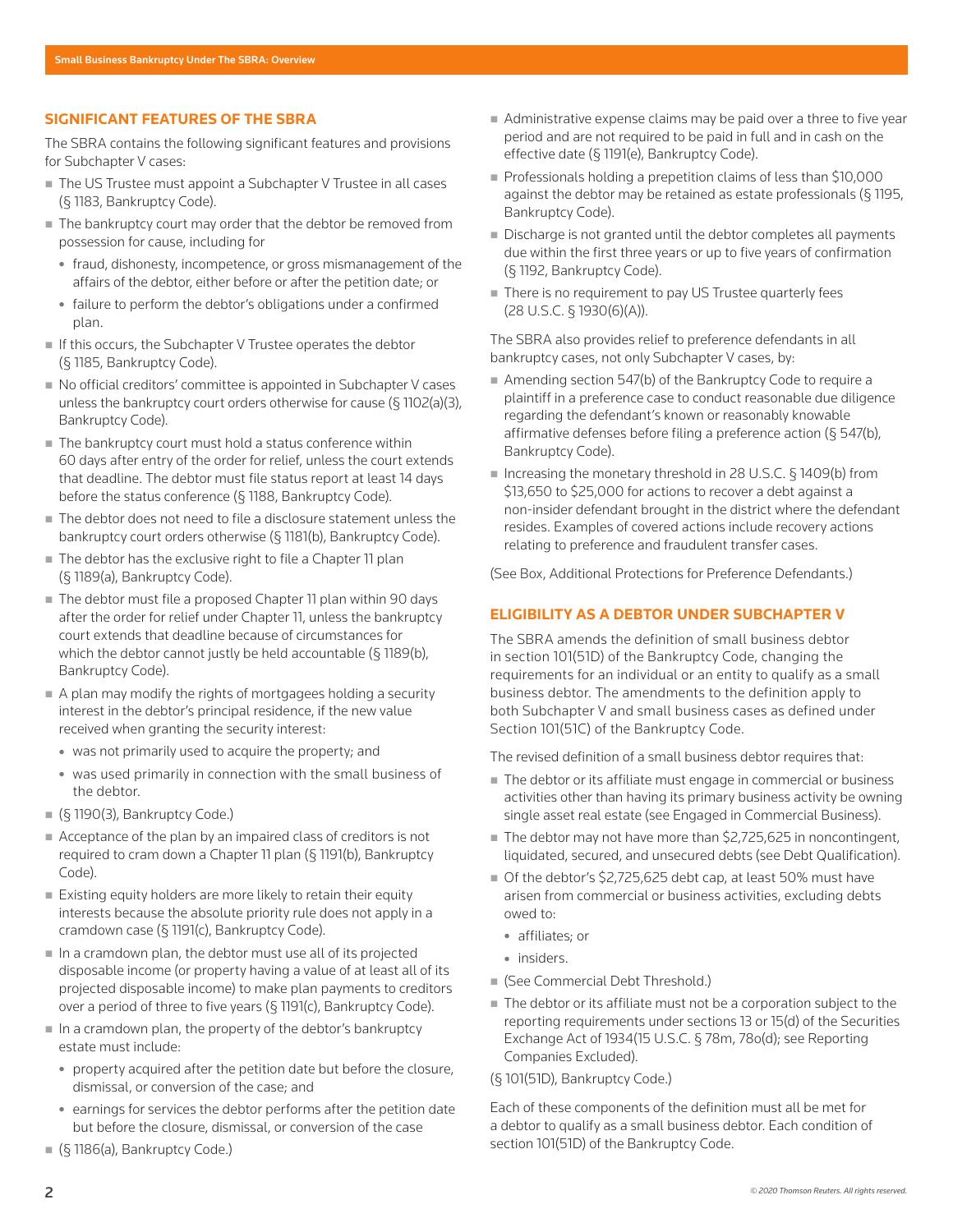## SIGNIFICANT FEATURES OF THE SBRA

The SBRA contains the following significant features and provisions for Subchapter V cases:

- The US Trustee must appoint a Subchapter V Trustee in all cases (§ 1183, Bankruptcy Code).
- The bankruptcy court may order that the debtor be removed from possession for cause, including for
  - fraud, dishonesty, incompetence, or gross mismanagement of the affairs of the debtor, either before or after the petition date; or
  - failure to perform the debtor's obligations under a confirmed plan.
- If this occurs, the Subchapter V Trustee operates the debtor (§ 1185, Bankruptcy Code).
- No official creditors' committee is appointed in Subchapter V cases unless the bankruptcy court orders otherwise for cause (§ 1102(a)(3), Bankruptcy Code).
- The bankruptcy court must hold a status conference within 60 days after entry of the order for relief, unless the court extends that deadline. The debtor must file status report at least 14 days before the status conference (§ 1188, Bankruptcy Code).
- The debtor does not need to file a disclosure statement unless the bankruptcy court orders otherwise (§ 1181(b), Bankruptcy Code).
- The debtor has the exclusive right to file a Chapter 11 plan (§ 1189(a), Bankruptcy Code).
- The debtor must file a proposed Chapter 11 plan within 90 days after the order for relief under Chapter 11, unless the bankruptcy court extends that deadline because of circumstances for which the debtor cannot justly be held accountable (§ 1189(b), Bankruptcy Code).
- A plan may modify the rights of mortgagees holding a security interest in the debtor's principal residence, if the new value received when granting the security interest:
  - was not primarily used to acquire the property; and
  - was used primarily in connection with the small business of the debtor.
- (§ 1190(3), Bankruptcy Code.)
- Acceptance of the plan by an impaired class of creditors is not required to cram down a Chapter 11 plan (§ 1191(b), Bankruptcy Code).
- Existing equity holders are more likely to retain their equity interests because the absolute priority rule does not apply in a cramdown case (§ 1191(c), Bankruptcy Code).
- In a cramdown plan, the debtor must use all of its projected disposable income (or property having a value of at least all of its projected disposable income) to make plan payments to creditors over a period of three to five years (§ 1191(c), Bankruptcy Code).
- In a cramdown plan, the property of the debtor's bankruptcy estate must include:
  - property acquired after the petition date but before the closure, dismissal, or conversion of the case; and
  - earnings for services the debtor performs after the petition date but before the closure, dismissal, or conversion of the case
- (§ 1186(a), Bankruptcy Code.)
- Administrative expense claims may be paid over a three to five year period and are not required to be paid in full and in cash on the effective date (§ 1191(e), Bankruptcy Code).
- Professionals holding a prepetition claims of less than $10,000 against the debtor may be retained as estate professionals (§ 1195, Bankruptcy Code).
- Discharge is not granted until the debtor completes all payments due within the first three years or up to five years of confirmation (§ 1192, Bankruptcy Code).
- There is no requirement to pay US Trustee quarterly fees (28 U.S.C. § 1930(6)(A)).

The SBRA also provides relief to preference defendants in all bankruptcy cases, not only Subchapter V cases, by:

- Amending section 547(b) of the Bankruptcy Code to require a plaintiff in a preference case to conduct reasonable due diligence regarding the defendant's known or reasonably knowable affirmative defenses before filing a preference action (§ 547(b), Bankruptcy Code).
- Increasing the monetary threshold in 28 U.S.C. § 1409(b) from $13,650 to $25,000 for actions to recover a debt against a non-insider defendant brought in the district where the defendant resides. Examples of covered actions include recovery actions relating to preference and fraudulent transfer cases.

(See Box, Additional Protections for Preference Defendants.)

## ELIGIBILITY AS A DEBTOR UNDER SUBCHAPTER V

The SBRA amends the definition of small business debtor in section 101(51D) of the Bankruptcy Code, changing the requirements for an individual or an entity to qualify as a small business debtor. The amendments to the definition apply to both Subchapter V and small business cases as defined under Section 101(51C) of the Bankruptcy Code.

The revised definition of a small business debtor requires that:

- The debtor or its affiliate must engage in commercial or business activities other than having its primary business activity be owning single asset real estate (see Engaged in Commercial Business).
- The debtor may not have more than $2,725,625 in noncontingent, liquidated, secured, and unsecured debts (see Debt Qualification).
- Of the debtor's $2,725,625 debt cap, at least 50% must have arisen from commercial or business activities, excluding debts owed to:
  - affiliates; or
  - insiders.
- (See Commercial Debt Threshold.)
- The debtor or its affiliate must not be a corporation subject to the reporting requirements under sections 13 or 15(d) of the Securities Exchange Act of 1934(15 U.S.C. § 78m, 78o(d); see Reporting Companies Excluded).

(§ 101(51D), Bankruptcy Code.)

Each of these components of the definition must all be met for a debtor to qualify as a small business debtor. Each condition of section 101(51D) of the Bankruptcy Code.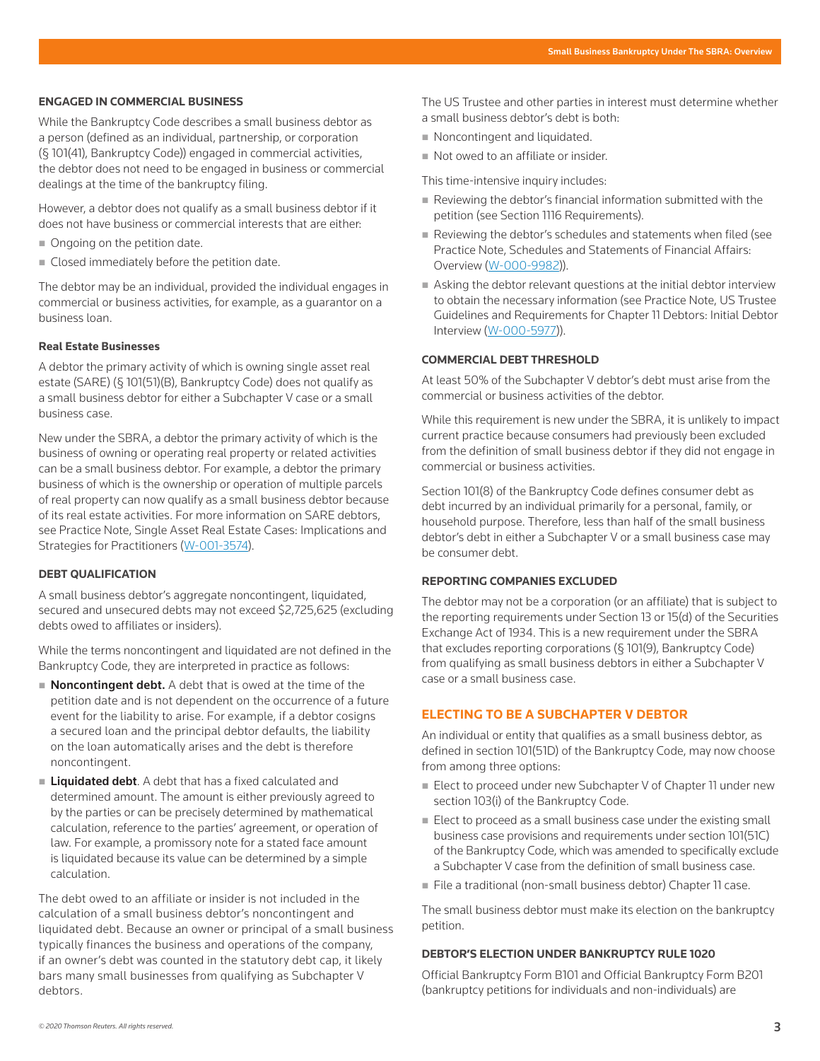### ENGAGED IN COMMERCIAL BUSINESS

While the Bankruptcy Code describes a small business debtor as a person (defined as an individual, partnership, or corporation (§ 101(41), Bankruptcy Code)) engaged in commercial activities, the debtor does not need to be engaged in business or commercial dealings at the time of the bankruptcy filing.

However, a debtor does not qualify as a small business debtor if it does not have business or commercial interests that are either:

- Ongoing on the petition date.
- Closed immediately before the petition date.

The debtor may be an individual, provided the individual engages in commercial or business activities, for example, as a guarantor on a business loan.

#### Real Estate Businesses

A debtor the primary activity of which is owning single asset real estate (SARE) (§ 101(51)(B), Bankruptcy Code) does not qualify as a small business debtor for either a Subchapter V case or a small business case.

New under the SBRA, a debtor the primary activity of which is the business of owning or operating real property or related activities can be a small business debtor. For example, a debtor the primary business of which is the ownership or operation of multiple parcels of real property can now qualify as a small business debtor because of its real estate activities. For more information on SARE debtors, see Practice Note, Single Asset Real Estate Cases: Implications and Strategies for Practitioners (W-001-3574).

### DEBT QUALIFICATION

A small business debtor's aggregate noncontingent, liquidated, secured and unsecured debts may not exceed $2,725,625 (excluding debts owed to affiliates or insiders).

While the terms noncontingent and liquidated are not defined in the Bankruptcy Code, they are interpreted in practice as follows:

- **Noncontingent debt.** A debt that is owed at the time of the petition date and is not dependent on the occurrence of a future event for the liability to arise. For example, if a debtor cosigns a secured loan and the principal debtor defaults, the liability on the loan automatically arises and the debt is therefore noncontingent.
- **Liquidated debt**. A debt that has a fixed calculated and determined amount. The amount is either previously agreed to by the parties or can be precisely determined by mathematical calculation, reference to the parties' agreement, or operation of law. For example, a promissory note for a stated face amount is liquidated because its value can be determined by a simple calculation.

The debt owed to an affiliate or insider is not included in the calculation of a small business debtor's noncontingent and liquidated debt. Because an owner or principal of a small business typically finances the business and operations of the company, if an owner's debt was counted in the statutory debt cap, it likely bars many small businesses from qualifying as Subchapter V debtors.

The US Trustee and other parties in interest must determine whether a small business debtor's debt is both:

- Noncontingent and liquidated.
- Not owed to an affiliate or insider.

This time-intensive inquiry includes:

- Reviewing the debtor's financial information submitted with the petition (see Section 1116 Requirements).
- Reviewing the debtor's schedules and statements when filed (see Practice Note, Schedules and Statements of Financial Affairs: Overview (W-000-9982)).
- Asking the debtor relevant questions at the initial debtor interview to obtain the necessary information (see Practice Note, US Trustee Guidelines and Requirements for Chapter 11 Debtors: Initial Debtor Interview (W-000-5977)).

### COMMERCIAL DEBT THRESHOLD

At least 50% of the Subchapter V debtor's debt must arise from the commercial or business activities of the debtor.

While this requirement is new under the SBRA, it is unlikely to impact current practice because consumers had previously been excluded from the definition of small business debtor if they did not engage in commercial or business activities.

Section 101(8) of the Bankruptcy Code defines consumer debt as debt incurred by an individual primarily for a personal, family, or household purpose. Therefore, less than half of the small business debtor's debt in either a Subchapter V or a small business case may be consumer debt.

### REPORTING COMPANIES EXCLUDED

The debtor may not be a corporation (or an affiliate) that is subject to the reporting requirements under Section 13 or 15(d) of the Securities Exchange Act of 1934. This is a new requirement under the SBRA that excludes reporting corporations (§ 101(9), Bankruptcy Code) from qualifying as small business debtors in either a Subchapter V case or a small business case.

## ELECTING TO BE A SUBCHAPTER V DEBTOR

An individual or entity that qualifies as a small business debtor, as defined in section 101(51D) of the Bankruptcy Code, may now choose from among three options:

- Elect to proceed under new Subchapter V of Chapter 11 under new section 103(i) of the Bankruptcy Code.
- Elect to proceed as a small business case under the existing small business case provisions and requirements under section 101(51C) of the Bankruptcy Code, which was amended to specifically exclude a Subchapter V case from the definition of small business case.
- File a traditional (non-small business debtor) Chapter 11 case.

The small business debtor must make its election on the bankruptcy petition.

### DEBTOR'S ELECTION UNDER BANKRUPTCY RULE 1020

Official Bankruptcy Form B101 and Official Bankruptcy Form B201 (bankruptcy petitions for individuals and non-individuals) are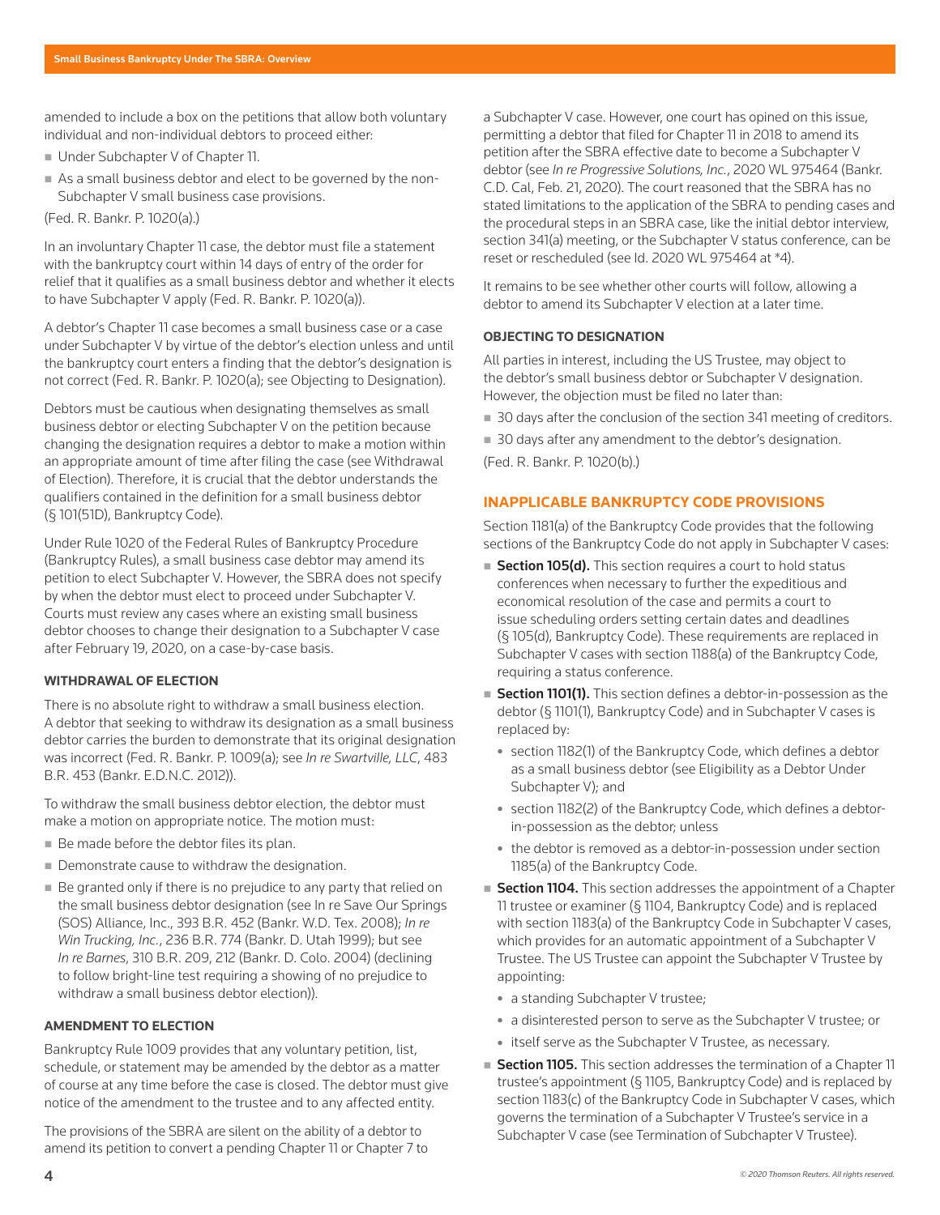amended to include a box on the petitions that allow both voluntary individual and non-individual debtors to proceed either:

- Under Subchapter V of Chapter 11.
- As a small business debtor and elect to be governed by the non-Subchapter V small business case provisions.

(Fed. R. Bankr. P. 1020(a).)

In an involuntary Chapter 11 case, the debtor must file a statement with the bankruptcy court within 14 days of entry of the order for relief that it qualifies as a small business debtor and whether it elects to have Subchapter V apply (Fed. R. Bankr. P. 1020(a)).

A debtor's Chapter 11 case becomes a small business case or a case under Subchapter V by virtue of the debtor's election unless and until the bankruptcy court enters a finding that the debtor's designation is not correct (Fed. R. Bankr. P. 1020(a); see Objecting to Designation).

Debtors must be cautious when designating themselves as small business debtor or electing Subchapter V on the petition because changing the designation requires a debtor to make a motion within an appropriate amount of time after filing the case (see Withdrawal of Election). Therefore, it is crucial that the debtor understands the qualifiers contained in the definition for a small business debtor (§ 101(51D), Bankruptcy Code).

Under Rule 1020 of the Federal Rules of Bankruptcy Procedure (Bankruptcy Rules), a small business case debtor may amend its petition to elect Subchapter V. However, the SBRA does not specify by when the debtor must elect to proceed under Subchapter V. Courts must review any cases where an existing small business debtor chooses to change their designation to a Subchapter V case after February 19, 2020, on a case-by-case basis.

#### WITHDRAWAL OF ELECTION

There is no absolute right to withdraw a small business election. A debtor that seeking to withdraw its designation as a small business debtor carries the burden to demonstrate that its original designation was incorrect (Fed. R. Bankr. P. 1009(a); see *In re Swartville, LLC*, 483 B.R. 453 (Bankr. E.D.N.C. 2012)).

To withdraw the small business debtor election, the debtor must make a motion on appropriate notice. The motion must:

- Be made before the debtor files its plan.
- Demonstrate cause to withdraw the designation.
- Be granted only if there is no prejudice to any party that relied on the small business debtor designation (see In re Save Our Springs (SOS) Alliance, Inc., 393 B.R. 452 (Bankr. W.D. Tex. 2008); *In re Win Trucking, Inc.*, 236 B.R. 774 (Bankr. D. Utah 1999); but see *In re Barnes*, 310 B.R. 209, 212 (Bankr. D. Colo. 2004) (declining to follow bright-line test requiring a showing of no prejudice to withdraw a small business debtor election)).

#### AMENDMENT TO ELECTION

Bankruptcy Rule 1009 provides that any voluntary petition, list, schedule, or statement may be amended by the debtor as a matter of course at any time before the case is closed. The debtor must give notice of the amendment to the trustee and to any affected entity.

The provisions of the SBRA are silent on the ability of a debtor to amend its petition to convert a pending Chapter 11 or Chapter 7 to a Subchapter V case. However, one court has opined on this issue, permitting a debtor that filed for Chapter 11 in 2018 to amend its petition after the SBRA effective date to become a Subchapter V debtor (see *In re Progressive Solutions, Inc.*, 2020 WL 975464 (Bankr. C.D. Cal, Feb. 21, 2020). The court reasoned that the SBRA has no stated limitations to the application of the SBRA to pending cases and the procedural steps in an SBRA case, like the initial debtor interview, section 341(a) meeting, or the Subchapter V status conference, can be reset or rescheduled (see Id. 2020 WL 975464 at *4).

It remains to be see whether other courts will follow, allowing a debtor to amend its Subchapter V election at a later time.

#### OBJECTING TO DESIGNATION

All parties in interest, including the US Trustee, may object to the debtor's small business debtor or Subchapter V designation. However, the objection must be filed no later than:

- 30 days after the conclusion of the section 341 meeting of creditors.
- 30 days after any amendment to the debtor's designation.

(Fed. R. Bankr. P. 1020(b).)

## INAPPLICABLE BANKRUPTCY CODE PROVISIONS

Section 1181(a) of the Bankruptcy Code provides that the following sections of the Bankruptcy Code do not apply in Subchapter V cases:

- **Section 105(d).** This section requires a court to hold status conferences when necessary to further the expeditious and economical resolution of the case and permits a court to issue scheduling orders setting certain dates and deadlines (§ 105(d), Bankruptcy Code). These requirements are replaced in Subchapter V cases with section 1188(a) of the Bankruptcy Code, requiring a status conference.
- **Section 1101(1).** This section defines a debtor-in-possession as the debtor (§ 1101(1), Bankruptcy Code) and in Subchapter V cases is replaced by:
  - section 1182(1) of the Bankruptcy Code, which defines a debtor as a small business debtor (see Eligibility as a Debtor Under Subchapter V); and
  - section 1182(2) of the Bankruptcy Code, which defines a debtor-in-possession as the debtor; unless
  - the debtor is removed as a debtor-in-possession under section 1185(a) of the Bankruptcy Code.
- **Section 1104.** This section addresses the appointment of a Chapter 11 trustee or examiner (§ 1104, Bankruptcy Code) and is replaced with section 1183(a) of the Bankruptcy Code in Subchapter V cases, which provides for an automatic appointment of a Subchapter V Trustee. The US Trustee can appoint the Subchapter V Trustee by appointing:
  - a standing Subchapter V trustee;
  - a disinterested person to serve as the Subchapter V trustee; or
  - itself serve as the Subchapter V Trustee, as necessary.
- **Section 1105.** This section addresses the termination of a Chapter 11 trustee's appointment (§ 1105, Bankruptcy Code) and is replaced by section 1183(c) of the Bankruptcy Code in Subchapter V cases, which governs the termination of a Subchapter V Trustee's service in a Subchapter V case (see Termination of Subchapter V Trustee).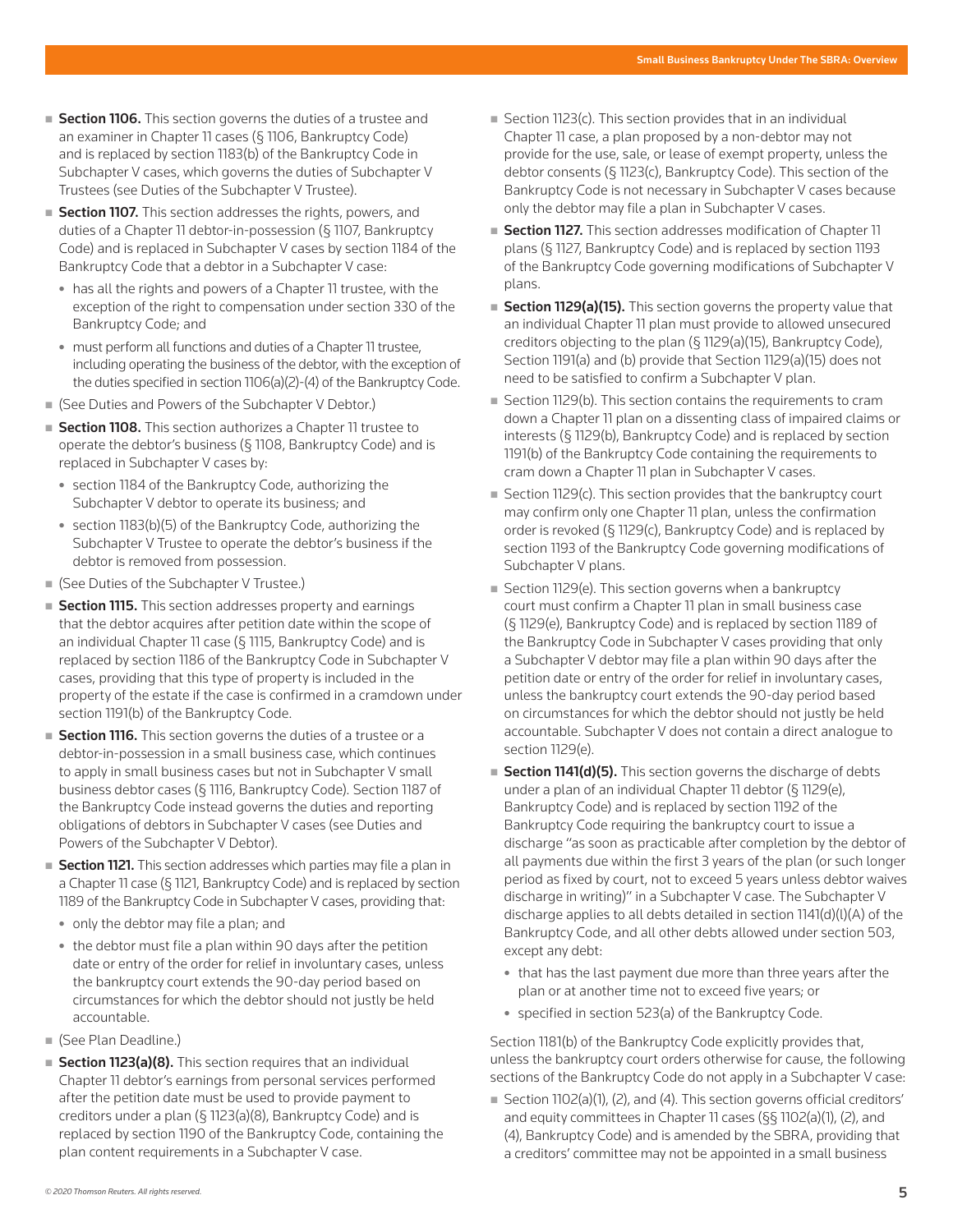- **Section 1106.** This section governs the duties of a trustee and an examiner in Chapter 11 cases (§ 1106, Bankruptcy Code) and is replaced by section 1183(b) of the Bankruptcy Code in Subchapter V cases, which governs the duties of Subchapter V Trustees (see Duties of the Subchapter V Trustee).
- **Section 1107.** This section addresses the rights, powers, and duties of a Chapter 11 debtor-in-possession (§ 1107, Bankruptcy Code) and is replaced in Subchapter V cases by section 1184 of the Bankruptcy Code that a debtor in a Subchapter V case:
  - has all the rights and powers of a Chapter 11 trustee, with the exception of the right to compensation under section 330 of the Bankruptcy Code; and
  - must perform all functions and duties of a Chapter 11 trustee, including operating the business of the debtor, with the exception of the duties specified in section 1106(a)(2)-(4) of the Bankruptcy Code.
- (See Duties and Powers of the Subchapter V Debtor.)
- **Section 1108.** This section authorizes a Chapter 11 trustee to operate the debtor's business (§ 1108, Bankruptcy Code) and is replaced in Subchapter V cases by:
  - section 1184 of the Bankruptcy Code, authorizing the Subchapter V debtor to operate its business; and
  - section 1183(b)(5) of the Bankruptcy Code, authorizing the Subchapter V Trustee to operate the debtor's business if the debtor is removed from possession.
- (See Duties of the Subchapter V Trustee.)
- **Section 1115.** This section addresses property and earnings that the debtor acquires after petition date within the scope of an individual Chapter 11 case (§ 1115, Bankruptcy Code) and is replaced by section 1186 of the Bankruptcy Code in Subchapter V cases, providing that this type of property is included in the property of the estate if the case is confirmed in a cramdown under section 1191(b) of the Bankruptcy Code.
- **Section 1116.** This section governs the duties of a trustee or a debtor-in-possession in a small business case, which continues to apply in small business cases but not in Subchapter V small business debtor cases (§ 1116, Bankruptcy Code). Section 1187 of the Bankruptcy Code instead governs the duties and reporting obligations of debtors in Subchapter V cases (see Duties and Powers of the Subchapter V Debtor).
- **Section 1121.** This section addresses which parties may file a plan in a Chapter 11 case (§ 1121, Bankruptcy Code) and is replaced by section 1189 of the Bankruptcy Code in Subchapter V cases, providing that:
  - only the debtor may file a plan; and
  - the debtor must file a plan within 90 days after the petition date or entry of the order for relief in involuntary cases, unless the bankruptcy court extends the 90-day period based on circumstances for which the debtor should not justly be held accountable.
- (See Plan Deadline.)
- **Section 1123(a)(8).** This section requires that an individual Chapter 11 debtor's earnings from personal services performed after the petition date must be used to provide payment to creditors under a plan (§ 1123(a)(8), Bankruptcy Code) and is replaced by section 1190 of the Bankruptcy Code, containing the plan content requirements in a Subchapter V case.
- Section 1123(c). This section provides that in an individual Chapter 11 case, a plan proposed by a non-debtor may not provide for the use, sale, or lease of exempt property, unless the debtor consents (§ 1123(c), Bankruptcy Code). This section of the Bankruptcy Code is not necessary in Subchapter V cases because only the debtor may file a plan in Subchapter V cases.
- **Section 1127.** This section addresses modification of Chapter 11 plans (§ 1127, Bankruptcy Code) and is replaced by section 1193 of the Bankruptcy Code governing modifications of Subchapter V plans.
- **Section 1129(a)(15).** This section governs the property value that an individual Chapter 11 plan must provide to allowed unsecured creditors objecting to the plan (§ 1129(a)(15), Bankruptcy Code), Section 1191(a) and (b) provide that Section 1129(a)(15) does not need to be satisfied to confirm a Subchapter V plan.
- Section 1129(b). This section contains the requirements to cram down a Chapter 11 plan on a dissenting class of impaired claims or interests (§ 1129(b), Bankruptcy Code) and is replaced by section 1191(b) of the Bankruptcy Code containing the requirements to cram down a Chapter 11 plan in Subchapter V cases.
- Section 1129(c). This section provides that the bankruptcy court may confirm only one Chapter 11 plan, unless the confirmation order is revoked (§ 1129(c), Bankruptcy Code) and is replaced by section 1193 of the Bankruptcy Code governing modifications of Subchapter V plans.
- Section 1129(e). This section governs when a bankruptcy court must confirm a Chapter 11 plan in small business case (§ 1129(e), Bankruptcy Code) and is replaced by section 1189 of the Bankruptcy Code in Subchapter V cases providing that only a Subchapter V debtor may file a plan within 90 days after the petition date or entry of the order for relief in involuntary cases, unless the bankruptcy court extends the 90-day period based on circumstances for which the debtor should not justly be held accountable. Subchapter V does not contain a direct analogue to section 1129(e).
- **Section 1141(d)(5).** This section governs the discharge of debts under a plan of an individual Chapter 11 debtor (§ 1129(e), Bankruptcy Code) and is replaced by section 1192 of the Bankruptcy Code requiring the bankruptcy court to issue a discharge "as soon as practicable after completion by the debtor of all payments due within the first 3 years of the plan (or such longer period as fixed by court, not to exceed 5 years unless debtor waives discharge in writing)" in a Subchapter V case. The Subchapter V discharge applies to all debts detailed in section 1141(d)(1)(A) of the Bankruptcy Code, and all other debts allowed under section 503, except any debt:
  - that has the last payment due more than three years after the plan or at another time not to exceed five years; or
  - specified in section 523(a) of the Bankruptcy Code.

Section 1181(b) of the Bankruptcy Code explicitly provides that, unless the bankruptcy court orders otherwise for cause, the following sections of the Bankruptcy Code do not apply in a Subchapter V case:

- Section 1102(a)(1), (2), and (4). This section governs official creditors' and equity committees in Chapter 11 cases (§§ 1102(a)(1), (2), and (4), Bankruptcy Code) and is amended by the SBRA, providing that a creditors' committee may not be appointed in a small business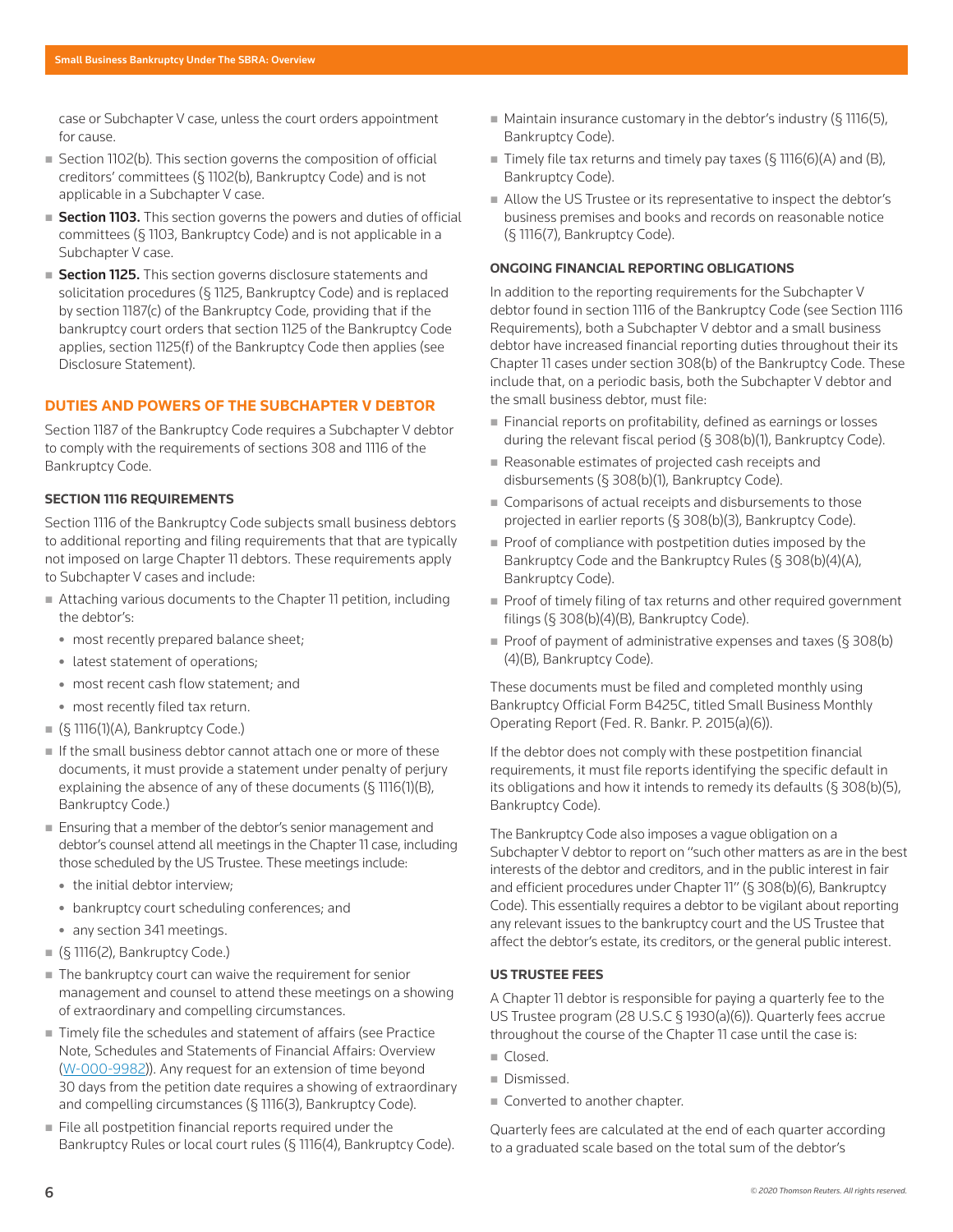case or Subchapter V case, unless the court orders appointment for cause.

- Section 1102(b). This section governs the composition of official creditors' committees (§ 1102(b), Bankruptcy Code) and is not applicable in a Subchapter V case.
- **Section 1103.** This section governs the powers and duties of official committees (§ 1103, Bankruptcy Code) and is not applicable in a Subchapter V case.
- **Section 1125.** This section governs disclosure statements and solicitation procedures (§ 1125, Bankruptcy Code) and is replaced by section 1187(c) of the Bankruptcy Code, providing that if the bankruptcy court orders that section 1125 of the Bankruptcy Code applies, section 1125(f) of the Bankruptcy Code then applies (see Disclosure Statement).

## DUTIES AND POWERS OF THE SUBCHAPTER V DEBTOR

Section 1187 of the Bankruptcy Code requires a Subchapter V debtor to comply with the requirements of sections 308 and 1116 of the Bankruptcy Code.

### SECTION 1116 REQUIREMENTS

Section 1116 of the Bankruptcy Code subjects small business debtors to additional reporting and filing requirements that that are typically not imposed on large Chapter 11 debtors. These requirements apply to Subchapter V cases and include:

- Attaching various documents to the Chapter 11 petition, including the debtor's:
  - most recently prepared balance sheet;
  - latest statement of operations;
  - most recent cash flow statement; and
  - most recently filed tax return.
- (§ 1116(1)(A), Bankruptcy Code.)
- If the small business debtor cannot attach one or more of these documents, it must provide a statement under penalty of perjury explaining the absence of any of these documents (§ 1116(1)(B), Bankruptcy Code.)
- Ensuring that a member of the debtor's senior management and debtor's counsel attend all meetings in the Chapter 11 case, including those scheduled by the US Trustee. These meetings include:
  - the initial debtor interview;
  - bankruptcy court scheduling conferences; and
  - any section 341 meetings.
- (§ 1116(2), Bankruptcy Code.)
- The bankruptcy court can waive the requirement for senior management and counsel to attend these meetings on a showing of extraordinary and compelling circumstances.
- Timely file the schedules and statement of affairs (see Practice Note, Schedules and Statements of Financial Affairs: Overview (W-000-9982)). Any request for an extension of time beyond 30 days from the petition date requires a showing of extraordinary and compelling circumstances (§ 1116(3), Bankruptcy Code).
- File all postpetition financial reports required under the Bankruptcy Rules or local court rules (§ 1116(4), Bankruptcy Code).
- Maintain insurance customary in the debtor's industry (§ 1116(5), Bankruptcy Code).
- Timely file tax returns and timely pay taxes (§ 1116(6)(A) and (B), Bankruptcy Code).
- Allow the US Trustee or its representative to inspect the debtor's business premises and books and records on reasonable notice (§ 1116(7), Bankruptcy Code).

### ONGOING FINANCIAL REPORTING OBLIGATIONS

In addition to the reporting requirements for the Subchapter V debtor found in section 1116 of the Bankruptcy Code (see Section 1116 Requirements), both a Subchapter V debtor and a small business debtor have increased financial reporting duties throughout their its Chapter 11 cases under section 308(b) of the Bankruptcy Code. These include that, on a periodic basis, both the Subchapter V debtor and the small business debtor, must file:

- Financial reports on profitability, defined as earnings or losses during the relevant fiscal period (§ 308(b)(1), Bankruptcy Code).
- Reasonable estimates of projected cash receipts and disbursements (§ 308(b)(1), Bankruptcy Code).
- Comparisons of actual receipts and disbursements to those projected in earlier reports (§ 308(b)(3), Bankruptcy Code).
- Proof of compliance with postpetition duties imposed by the Bankruptcy Code and the Bankruptcy Rules (§ 308(b)(4)(A), Bankruptcy Code).
- Proof of timely filing of tax returns and other required government filings (§ 308(b)(4)(B), Bankruptcy Code).
- Proof of payment of administrative expenses and taxes (§ 308(b)(4)(B), Bankruptcy Code).

These documents must be filed and completed monthly using Bankruptcy Official Form B425C, titled Small Business Monthly Operating Report (Fed. R. Bankr. P. 2015(a)(6)).

If the debtor does not comply with these postpetition financial requirements, it must file reports identifying the specific default in its obligations and how it intends to remedy its defaults (§ 308(b)(5), Bankruptcy Code).

The Bankruptcy Code also imposes a vague obligation on a Subchapter V debtor to report on "such other matters as are in the best interests of the debtor and creditors, and in the public interest in fair and efficient procedures under Chapter 11" (§ 308(b)(6), Bankruptcy Code). This essentially requires a debtor to be vigilant about reporting any relevant issues to the bankruptcy court and the US Trustee that affect the debtor's estate, its creditors, or the general public interest.

### US TRUSTEE FEES

A Chapter 11 debtor is responsible for paying a quarterly fee to the US Trustee program (28 U.S.C § 1930(a)(6)). Quarterly fees accrue throughout the course of the Chapter 11 case until the case is:

- Closed.
- Dismissed.
- Converted to another chapter.

Quarterly fees are calculated at the end of each quarter according to a graduated scale based on the total sum of the debtor's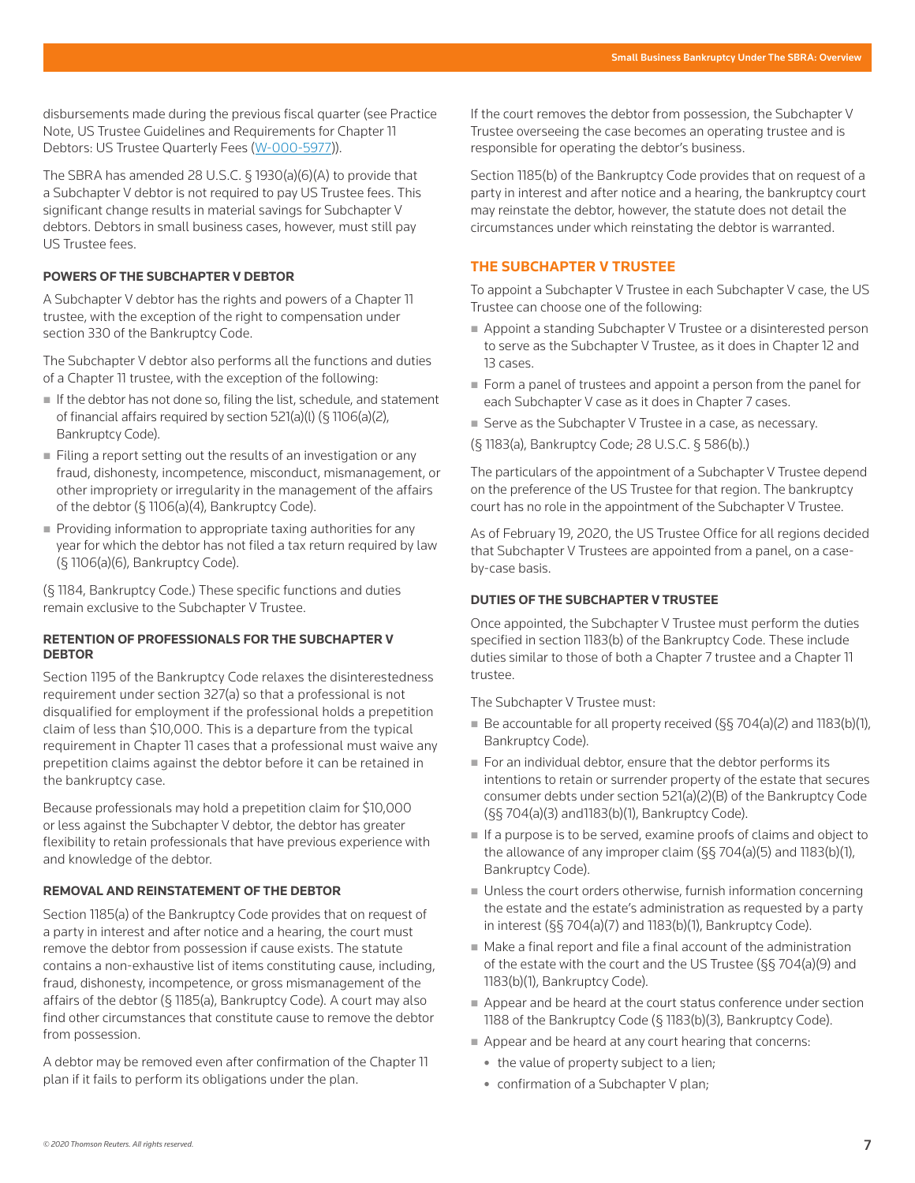disbursements made during the previous fiscal quarter (see Practice Note, US Trustee Guidelines and Requirements for Chapter 11 Debtors: US Trustee Quarterly Fees (W-000-5977)).

The SBRA has amended 28 U.S.C. § 1930(a)(6)(A) to provide that a Subchapter V debtor is not required to pay US Trustee fees. This significant change results in material savings for Subchapter V debtors. Debtors in small business cases, however, must still pay US Trustee fees.

#### POWERS OF THE SUBCHAPTER V DEBTOR

A Subchapter V debtor has the rights and powers of a Chapter 11 trustee, with the exception of the right to compensation under section 330 of the Bankruptcy Code.

The Subchapter V debtor also performs all the functions and duties of a Chapter 11 trustee, with the exception of the following:

- If the debtor has not done so, filing the list, schedule, and statement of financial affairs required by section 521(a)(l) (§ 1106(a)(2), Bankruptcy Code).
- Filing a report setting out the results of an investigation or any fraud, dishonesty, incompetence, misconduct, mismanagement, or other impropriety or irregularity in the management of the affairs of the debtor (§ 1106(a)(4), Bankruptcy Code).
- Providing information to appropriate taxing authorities for any year for which the debtor has not filed a tax return required by law (§ 1106(a)(6), Bankruptcy Code).

(§ 1184, Bankruptcy Code.) These specific functions and duties remain exclusive to the Subchapter V Trustee.

#### RETENTION OF PROFESSIONALS FOR THE SUBCHAPTER V DEBTOR

Section 1195 of the Bankruptcy Code relaxes the disinterestedness requirement under section 327(a) so that a professional is not disqualified for employment if the professional holds a prepetition claim of less than $10,000. This is a departure from the typical requirement in Chapter 11 cases that a professional must waive any prepetition claims against the debtor before it can be retained in the bankruptcy case.

Because professionals may hold a prepetition claim for $10,000 or less against the Subchapter V debtor, the debtor has greater flexibility to retain professionals that have previous experience with and knowledge of the debtor.

#### REMOVAL AND REINSTATEMENT OF THE DEBTOR

Section 1185(a) of the Bankruptcy Code provides that on request of a party in interest and after notice and a hearing, the court must remove the debtor from possession if cause exists. The statute contains a non-exhaustive list of items constituting cause, including, fraud, dishonesty, incompetence, or gross mismanagement of the affairs of the debtor (§ 1185(a), Bankruptcy Code). A court may also find other circumstances that constitute cause to remove the debtor from possession.

A debtor may be removed even after confirmation of the Chapter 11 plan if it fails to perform its obligations under the plan.

If the court removes the debtor from possession, the Subchapter V Trustee overseeing the case becomes an operating trustee and is responsible for operating the debtor's business.

Section 1185(b) of the Bankruptcy Code provides that on request of a party in interest and after notice and a hearing, the bankruptcy court may reinstate the debtor, however, the statute does not detail the circumstances under which reinstating the debtor is warranted.

### THE SUBCHAPTER V TRUSTEE

To appoint a Subchapter V Trustee in each Subchapter V case, the US Trustee can choose one of the following:

- Appoint a standing Subchapter V Trustee or a disinterested person to serve as the Subchapter V Trustee, as it does in Chapter 12 and 13 cases.
- Form a panel of trustees and appoint a person from the panel for each Subchapter V case as it does in Chapter 7 cases.
- Serve as the Subchapter V Trustee in a case, as necessary.

(§ 1183(a), Bankruptcy Code; 28 U.S.C. § 586(b).)

The particulars of the appointment of a Subchapter V Trustee depend on the preference of the US Trustee for that region. The bankruptcy court has no role in the appointment of the Subchapter V Trustee.

As of February 19, 2020, the US Trustee Office for all regions decided that Subchapter V Trustees are appointed from a panel, on a case-by-case basis.

#### DUTIES OF THE SUBCHAPTER V TRUSTEE

Once appointed, the Subchapter V Trustee must perform the duties specified in section 1183(b) of the Bankruptcy Code. These include duties similar to those of both a Chapter 7 trustee and a Chapter 11 trustee.

The Subchapter V Trustee must:

- Be accountable for all property received (§§ 704(a)(2) and 1183(b)(1), Bankruptcy Code).
- For an individual debtor, ensure that the debtor performs its intentions to retain or surrender property of the estate that secures consumer debts under section 521(a)(2)(B) of the Bankruptcy Code (§§ 704(a)(3) and1183(b)(1), Bankruptcy Code).
- If a purpose is to be served, examine proofs of claims and object to the allowance of any improper claim (§§ 704(a)(5) and 1183(b)(1), Bankruptcy Code).
- Unless the court orders otherwise, furnish information concerning the estate and the estate's administration as requested by a party in interest (§§ 704(a)(7) and 1183(b)(1), Bankruptcy Code).
- Make a final report and file a final account of the administration of the estate with the court and the US Trustee (§§ 704(a)(9) and 1183(b)(1), Bankruptcy Code).
- Appear and be heard at the court status conference under section 1188 of the Bankruptcy Code (§ 1183(b)(3), Bankruptcy Code).
- Appear and be heard at any court hearing that concerns:
  - the value of property subject to a lien;
  - confirmation of a Subchapter V plan;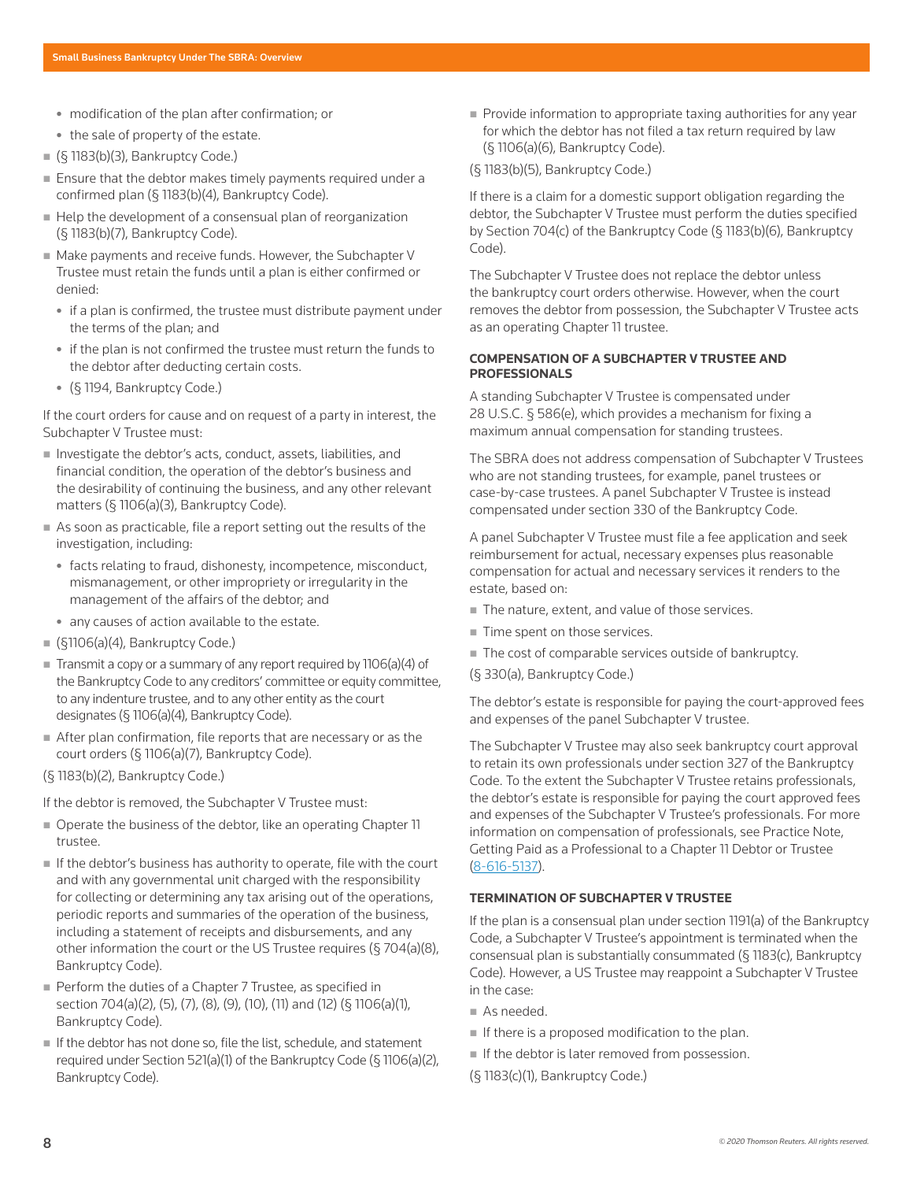- modification of the plan after confirmation; or
  - the sale of property of the estate.
- (§ 1183(b)(3), Bankruptcy Code.)
- Ensure that the debtor makes timely payments required under a confirmed plan (§ 1183(b)(4), Bankruptcy Code).
- Help the development of a consensual plan of reorganization (§ 1183(b)(7), Bankruptcy Code).
- Make payments and receive funds. However, the Subchapter V Trustee must retain the funds until a plan is either confirmed or denied:
  - if a plan is confirmed, the trustee must distribute payment under the terms of the plan; and
  - if the plan is not confirmed the trustee must return the funds to the debtor after deducting certain costs.
  - (§ 1194, Bankruptcy Code.)

If the court orders for cause and on request of a party in interest, the Subchapter V Trustee must:

- Investigate the debtor's acts, conduct, assets, liabilities, and financial condition, the operation of the debtor's business and the desirability of continuing the business, and any other relevant matters (§ 1106(a)(3), Bankruptcy Code).
- As soon as practicable, file a report setting out the results of the investigation, including:
  - facts relating to fraud, dishonesty, incompetence, misconduct, mismanagement, or other impropriety or irregularity in the management of the affairs of the debtor; and
  - any causes of action available to the estate.
- (§1106(a)(4), Bankruptcy Code.)
- Transmit a copy or a summary of any report required by 1106(a)(4) of the Bankruptcy Code to any creditors' committee or equity committee, to any indenture trustee, and to any other entity as the court designates (§ 1106(a)(4), Bankruptcy Code).
- After plan confirmation, file reports that are necessary or as the court orders (§ 1106(a)(7), Bankruptcy Code).

(§ 1183(b)(2), Bankruptcy Code.)

If the debtor is removed, the Subchapter V Trustee must:

- Operate the business of the debtor, like an operating Chapter 11 trustee.
- If the debtor's business has authority to operate, file with the court and with any governmental unit charged with the responsibility for collecting or determining any tax arising out of the operations, periodic reports and summaries of the operation of the business, including a statement of receipts and disbursements, and any other information the court or the US Trustee requires (§ 704(a)(8), Bankruptcy Code).
- Perform the duties of a Chapter 7 Trustee, as specified in section 704(a)(2), (5), (7), (8), (9), (10), (11) and (12) (§ 1106(a)(1), Bankruptcy Code).
- If the debtor has not done so, file the list, schedule, and statement required under Section 521(a)(1) of the Bankruptcy Code (§ 1106(a)(2), Bankruptcy Code).
- Provide information to appropriate taxing authorities for any year for which the debtor has not filed a tax return required by law (§ 1106(a)(6), Bankruptcy Code).

(§ 1183(b)(5), Bankruptcy Code.)

If there is a claim for a domestic support obligation regarding the debtor, the Subchapter V Trustee must perform the duties specified by Section 704(c) of the Bankruptcy Code (§ 1183(b)(6), Bankruptcy Code).

The Subchapter V Trustee does not replace the debtor unless the bankruptcy court orders otherwise. However, when the court removes the debtor from possession, the Subchapter V Trustee acts as an operating Chapter 11 trustee.

### COMPENSATION OF A SUBCHAPTER V TRUSTEE AND PROFESSIONALS

A standing Subchapter V Trustee is compensated under 28 U.S.C. § 586(e), which provides a mechanism for fixing a maximum annual compensation for standing trustees.

The SBRA does not address compensation of Subchapter V Trustees who are not standing trustees, for example, panel trustees or case-by-case trustees. A panel Subchapter V Trustee is instead compensated under section 330 of the Bankruptcy Code.

A panel Subchapter V Trustee must file a fee application and seek reimbursement for actual, necessary expenses plus reasonable compensation for actual and necessary services it renders to the estate, based on:

- The nature, extent, and value of those services.
- Time spent on those services.
- The cost of comparable services outside of bankruptcy.

(§ 330(a), Bankruptcy Code.)

The debtor's estate is responsible for paying the court-approved fees and expenses of the panel Subchapter V trustee.

The Subchapter V Trustee may also seek bankruptcy court approval to retain its own professionals under section 327 of the Bankruptcy Code. To the extent the Subchapter V Trustee retains professionals, the debtor's estate is responsible for paying the court approved fees and expenses of the Subchapter V Trustee's professionals. For more information on compensation of professionals, see Practice Note, Getting Paid as a Professional to a Chapter 11 Debtor or Trustee (8-616-5137).

### TERMINATION OF SUBCHAPTER V TRUSTEE

If the plan is a consensual plan under section 1191(a) of the Bankruptcy Code, a Subchapter V Trustee's appointment is terminated when the consensual plan is substantially consummated (§ 1183(c), Bankruptcy Code). However, a US Trustee may reappoint a Subchapter V Trustee in the case:

- As needed.
- If there is a proposed modification to the plan.
- If the debtor is later removed from possession.

(§ 1183(c)(1), Bankruptcy Code.)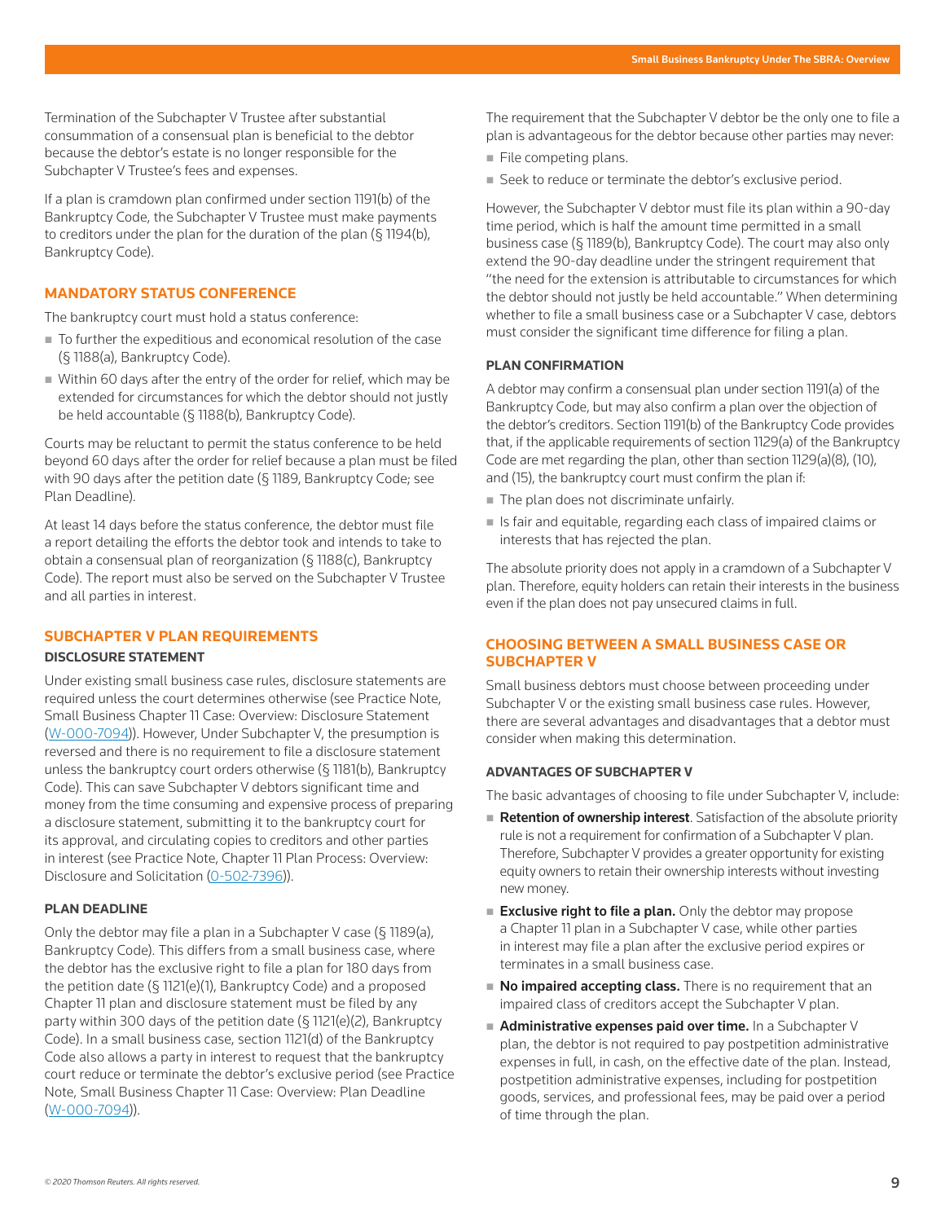Termination of the Subchapter V Trustee after substantial consummation of a consensual plan is beneficial to the debtor because the debtor's estate is no longer responsible for the Subchapter V Trustee's fees and expenses.

If a plan is cramdown plan confirmed under section 1191(b) of the Bankruptcy Code, the Subchapter V Trustee must make payments to creditors under the plan for the duration of the plan (§ 1194(b), Bankruptcy Code).

## MANDATORY STATUS CONFERENCE

The bankruptcy court must hold a status conference:

- To further the expeditious and economical resolution of the case (§ 1188(a), Bankruptcy Code).
- Within 60 days after the entry of the order for relief, which may be extended for circumstances for which the debtor should not justly be held accountable (§ 1188(b), Bankruptcy Code).

Courts may be reluctant to permit the status conference to be held beyond 60 days after the order for relief because a plan must be filed with 90 days after the petition date (§ 1189, Bankruptcy Code; see Plan Deadline).

At least 14 days before the status conference, the debtor must file a report detailing the efforts the debtor took and intends to take to obtain a consensual plan of reorganization (§ 1188(c), Bankruptcy Code). The report must also be served on the Subchapter V Trustee and all parties in interest.

## SUBCHAPTER V PLAN REQUIREMENTS

### DISCLOSURE STATEMENT

Under existing small business case rules, disclosure statements are required unless the court determines otherwise (see Practice Note, Small Business Chapter 11 Case: Overview: Disclosure Statement (W-000-7094)). However, Under Subchapter V, the presumption is reversed and there is no requirement to file a disclosure statement unless the bankruptcy court orders otherwise (§ 1181(b), Bankruptcy Code). This can save Subchapter V debtors significant time and money from the time consuming and expensive process of preparing a disclosure statement, submitting it to the bankruptcy court for its approval, and circulating copies to creditors and other parties in interest (see Practice Note, Chapter 11 Plan Process: Overview: Disclosure and Solicitation (0-502-7396)).

### PLAN DEADLINE

Only the debtor may file a plan in a Subchapter V case (§ 1189(a), Bankruptcy Code). This differs from a small business case, where the debtor has the exclusive right to file a plan for 180 days from the petition date (§ 1121(e)(1), Bankruptcy Code) and a proposed Chapter 11 plan and disclosure statement must be filed by any party within 300 days of the petition date (§ 1121(e)(2), Bankruptcy Code). In a small business case, section 1121(d) of the Bankruptcy Code also allows a party in interest to request that the bankruptcy court reduce or terminate the debtor's exclusive period (see Practice Note, Small Business Chapter 11 Case: Overview: Plan Deadline (W-000-7094)).

The requirement that the Subchapter V debtor be the only one to file a plan is advantageous for the debtor because other parties may never:

- File competing plans.
- Seek to reduce or terminate the debtor's exclusive period.

However, the Subchapter V debtor must file its plan within a 90-day time period, which is half the amount time permitted in a small business case (§ 1189(b), Bankruptcy Code). The court may also only extend the 90-day deadline under the stringent requirement that "the need for the extension is attributable to circumstances for which the debtor should not justly be held accountable." When determining whether to file a small business case or a Subchapter V case, debtors must consider the significant time difference for filing a plan.

### PLAN CONFIRMATION

A debtor may confirm a consensual plan under section 1191(a) of the Bankruptcy Code, but may also confirm a plan over the objection of the debtor's creditors. Section 1191(b) of the Bankruptcy Code provides that, if the applicable requirements of section 1129(a) of the Bankruptcy Code are met regarding the plan, other than section 1129(a)(8), (10), and (15), the bankruptcy court must confirm the plan if:

- The plan does not discriminate unfairly.
- Is fair and equitable, regarding each class of impaired claims or interests that has rejected the plan.

The absolute priority does not apply in a cramdown of a Subchapter V plan. Therefore, equity holders can retain their interests in the business even if the plan does not pay unsecured claims in full.

## CHOOSING BETWEEN A SMALL BUSINESS CASE OR SUBCHAPTER V

Small business debtors must choose between proceeding under Subchapter V or the existing small business case rules. However, there are several advantages and disadvantages that a debtor must consider when making this determination.

### ADVANTAGES OF SUBCHAPTER V

The basic advantages of choosing to file under Subchapter V, include:

- **Retention of ownership interest**. Satisfaction of the absolute priority rule is not a requirement for confirmation of a Subchapter V plan. Therefore, Subchapter V provides a greater opportunity for existing equity owners to retain their ownership interests without investing new money.
- **Exclusive right to file a plan.** Only the debtor may propose a Chapter 11 plan in a Subchapter V case, while other parties in interest may file a plan after the exclusive period expires or terminates in a small business case.
- **No impaired accepting class.** There is no requirement that an impaired class of creditors accept the Subchapter V plan.
- **Administrative expenses paid over time.** In a Subchapter V plan, the debtor is not required to pay postpetition administrative expenses in full, in cash, on the effective date of the plan. Instead, postpetition administrative expenses, including for postpetition goods, services, and professional fees, may be paid over a period of time through the plan.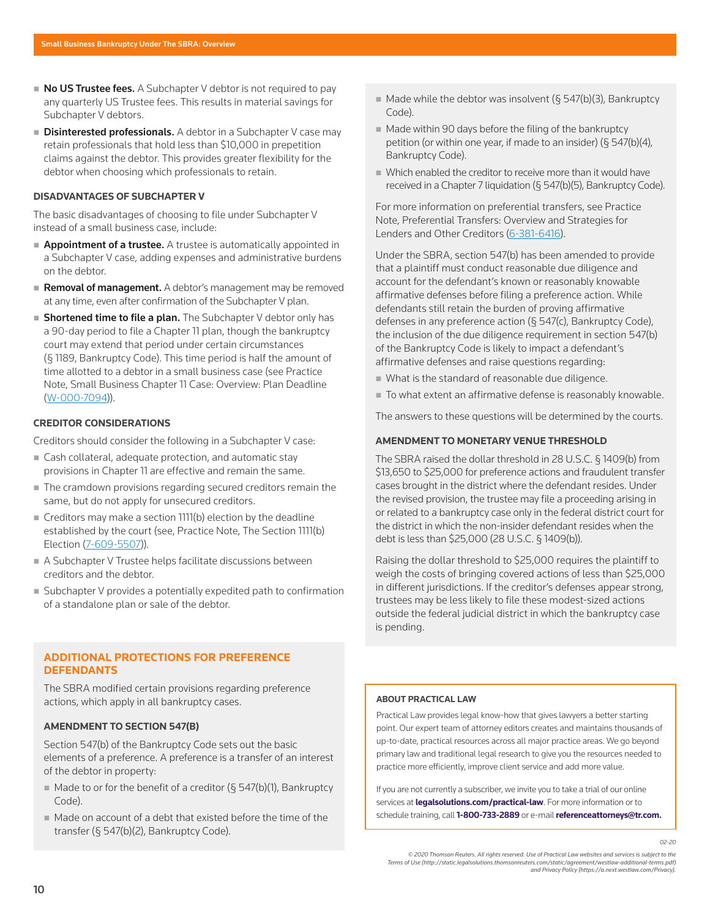- **No US Trustee fees.** A Subchapter V debtor is not required to pay any quarterly US Trustee fees. This results in material savings for Subchapter V debtors.
- **Disinterested professionals.** A debtor in a Subchapter V case may retain professionals that hold less than $10,000 in prepetition claims against the debtor. This provides greater flexibility for the debtor when choosing which professionals to retain.

### DISADVANTAGES OF SUBCHAPTER V

The basic disadvantages of choosing to file under Subchapter V instead of a small business case, include:

- **Appointment of a trustee.** A trustee is automatically appointed in a Subchapter V case, adding expenses and administrative burdens on the debtor.
- **Removal of management.** A debtor's management may be removed at any time, even after confirmation of the Subchapter V plan.
- **Shortened time to file a plan.** The Subchapter V debtor only has a 90-day period to file a Chapter 11 plan, though the bankruptcy court may extend that period under certain circumstances (§ 1189, Bankruptcy Code). This time period is half the amount of time allotted to a debtor in a small business case (see Practice Note, Small Business Chapter 11 Case: Overview: Plan Deadline (W-000-7094)).

### CREDITOR CONSIDERATIONS

Creditors should consider the following in a Subchapter V case:

- Cash collateral, adequate protection, and automatic stay provisions in Chapter 11 are effective and remain the same.
- The cramdown provisions regarding secured creditors remain the same, but do not apply for unsecured creditors.
- Creditors may make a section 1111(b) election by the deadline established by the court (see, Practice Note, The Section 1111(b) Election (7-609-5507)).
- A Subchapter V Trustee helps facilitate discussions between creditors and the debtor.
- Subchapter V provides a potentially expedited path to confirmation of a standalone plan or sale of the debtor.

## ADDITIONAL PROTECTIONS FOR PREFERENCE DEFENDANTS

The SBRA modified certain provisions regarding preference actions, which apply in all bankruptcy cases.

### AMENDMENT TO SECTION 547(B)

Section 547(b) of the Bankruptcy Code sets out the basic elements of a preference. A preference is a transfer of an interest of the debtor in property:

- Made to or for the benefit of a creditor (§ 547(b)(1), Bankruptcy Code).
- Made on account of a debt that existed before the time of the transfer (§ 547(b)(2), Bankruptcy Code).
- Made while the debtor was insolvent (§ 547(b)(3), Bankruptcy Code).
- Made within 90 days before the filing of the bankruptcy petition (or within one year, if made to an insider) (§ 547(b)(4), Bankruptcy Code).
- Which enabled the creditor to receive more than it would have received in a Chapter 7 liquidation (§ 547(b)(5), Bankruptcy Code).

For more information on preferential transfers, see Practice Note, Preferential Transfers: Overview and Strategies for Lenders and Other Creditors (6-381-6416).

Under the SBRA, section 547(b) has been amended to provide that a plaintiff must conduct reasonable due diligence and account for the defendant's known or reasonably knowable affirmative defenses before filing a preference action. While defendants still retain the burden of proving affirmative defenses in any preference action (§ 547(c), Bankruptcy Code), the inclusion of the due diligence requirement in section 547(b) of the Bankruptcy Code is likely to impact a defendant's affirmative defenses and raise questions regarding:

- What is the standard of reasonable due diligence.
- To what extent an affirmative defense is reasonably knowable.

The answers to these questions will be determined by the courts.

### AMENDMENT TO MONETARY VENUE THRESHOLD

The SBRA raised the dollar threshold in 28 U.S.C. § 1409(b) from $13,650 to $25,000 for preference actions and fraudulent transfer cases brought in the district where the defendant resides. Under the revised provision, the trustee may file a proceeding arising in or related to a bankruptcy case only in the federal district court for the district in which the non-insider defendant resides when the debt is less than $25,000 (28 U.S.C. § 1409(b)).

Raising the dollar threshold to $25,000 requires the plaintiff to weigh the costs of bringing covered actions of less than $25,000 in different jurisdictions. If the creditor's defenses appear strong, trustees may be less likely to file these modest-sized actions outside the federal judicial district in which the bankruptcy case is pending.

### ABOUT PRACTICAL LAW

Practical Law provides legal know-how that gives lawyers a better starting point. Our expert team of attorney editors creates and maintains thousands of up-to-date, practical resources across all major practice areas. We go beyond primary law and traditional legal research to give you the resources needed to practice more efficiently, improve client service and add more value.

If you are not currently a subscriber, we invite you to take a trial of our online services at **legalsolutions.com/practical-law**. For more information or to schedule training, call **1-800-733-2889** or e-mail **referenceattorneys@tr.com.**

02-20

*© 2020 Thomson Reuters. All rights reserved. Use of Practical Law websites and services is subject to the Terms of Use (http://static.legalsolutions.thomsonreuters.com/static/agreement/westlaw-additional-terms.pdf) and Privacy Policy (https://a.next.westlaw.com/Privacy).*